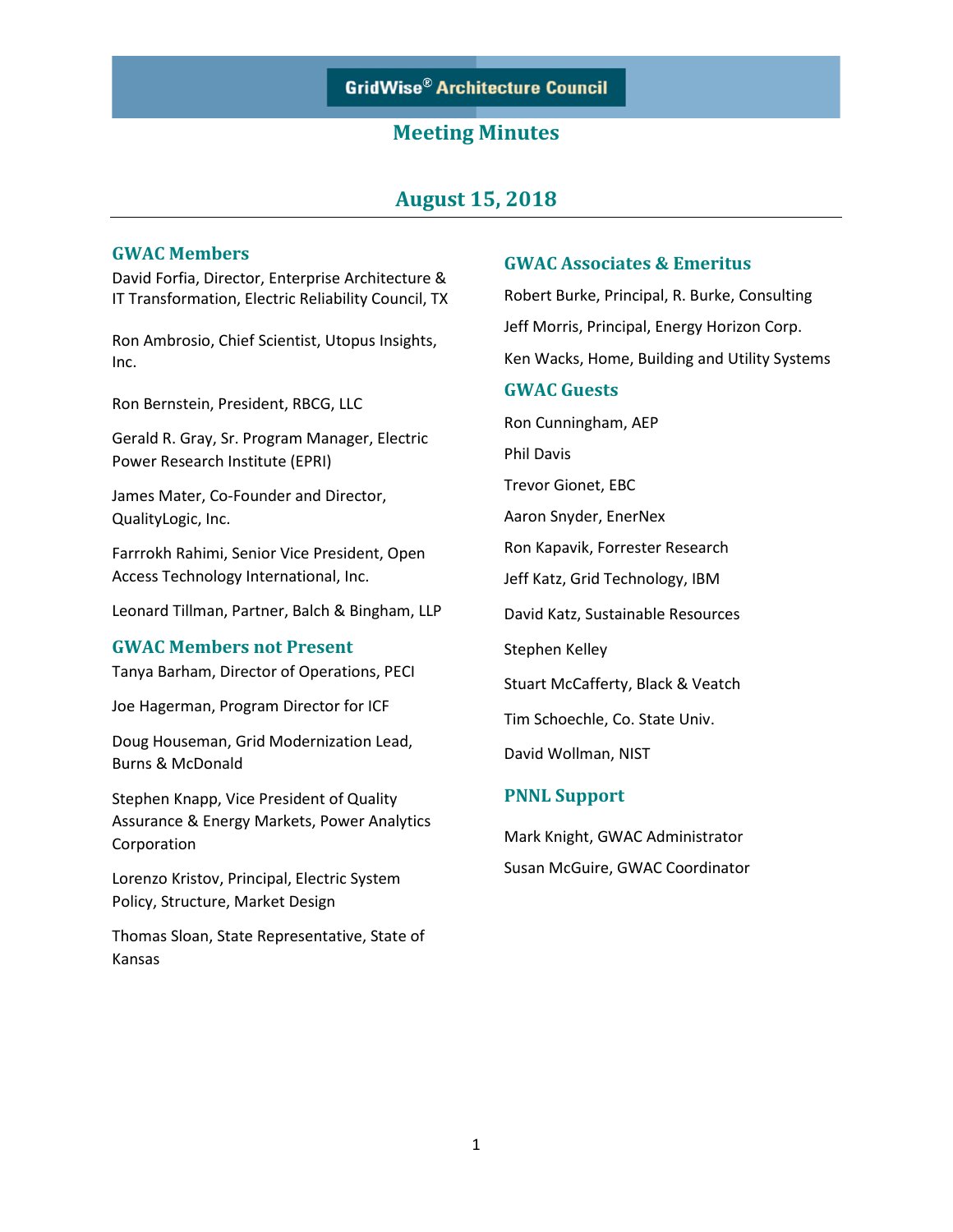# GridWise® Architecture Council

## Meeting Minutes

## August 15, 2018

### GWAC Members

David Forfia, Director, Enterprise Architecture & IT Transformation, Electric Reliability Council, TX

Ron Ambrosio, Chief Scientist, Utopus Insights, Inc.

Ron Bernstein, President, RBCG, LLC

Gerald R. Gray, Sr. Program Manager, Electric Power Research Institute (EPRI)

James Mater, Co-Founder and Director, QualityLogic, Inc.

Farrrokh Rahimi, Senior Vice President, Open Access Technology International, Inc.

Leonard Tillman, Partner, Balch & Bingham, LLP

### GWAC Members not Present

Tanya Barham, Director of Operations, PECI

Joe Hagerman, Program Director for ICF

Doug Houseman, Grid Modernization Lead, Burns & McDonald

Stephen Knapp, Vice President of Quality Assurance & Energy Markets, Power Analytics Corporation

Lorenzo Kristov, Principal, Electric System Policy, Structure, Market Design

Thomas Sloan, State Representative, State of Kansas

### GWAC Associates & Emeritus

Robert Burke, Principal, R. Burke, Consulting

Jeff Morris, Principal, Energy Horizon Corp.

Ken Wacks, Home, Building and Utility Systems

### GWAC Guests

Ron Cunningham, AEP

Phil Davis

Trevor Gionet, EBC

Aaron Snyder, EnerNex

Ron Kapavik, Forrester Research

Jeff Katz, Grid Technology, IBM

David Katz, Sustainable Resources

Stephen Kelley

Stuart McCafferty, Black & Veatch

Tim Schoechle, Co. State Univ.

David Wollman, NIST

### PNNL Support

Mark Knight, GWAC Administrator

Susan McGuire, GWAC Coordinator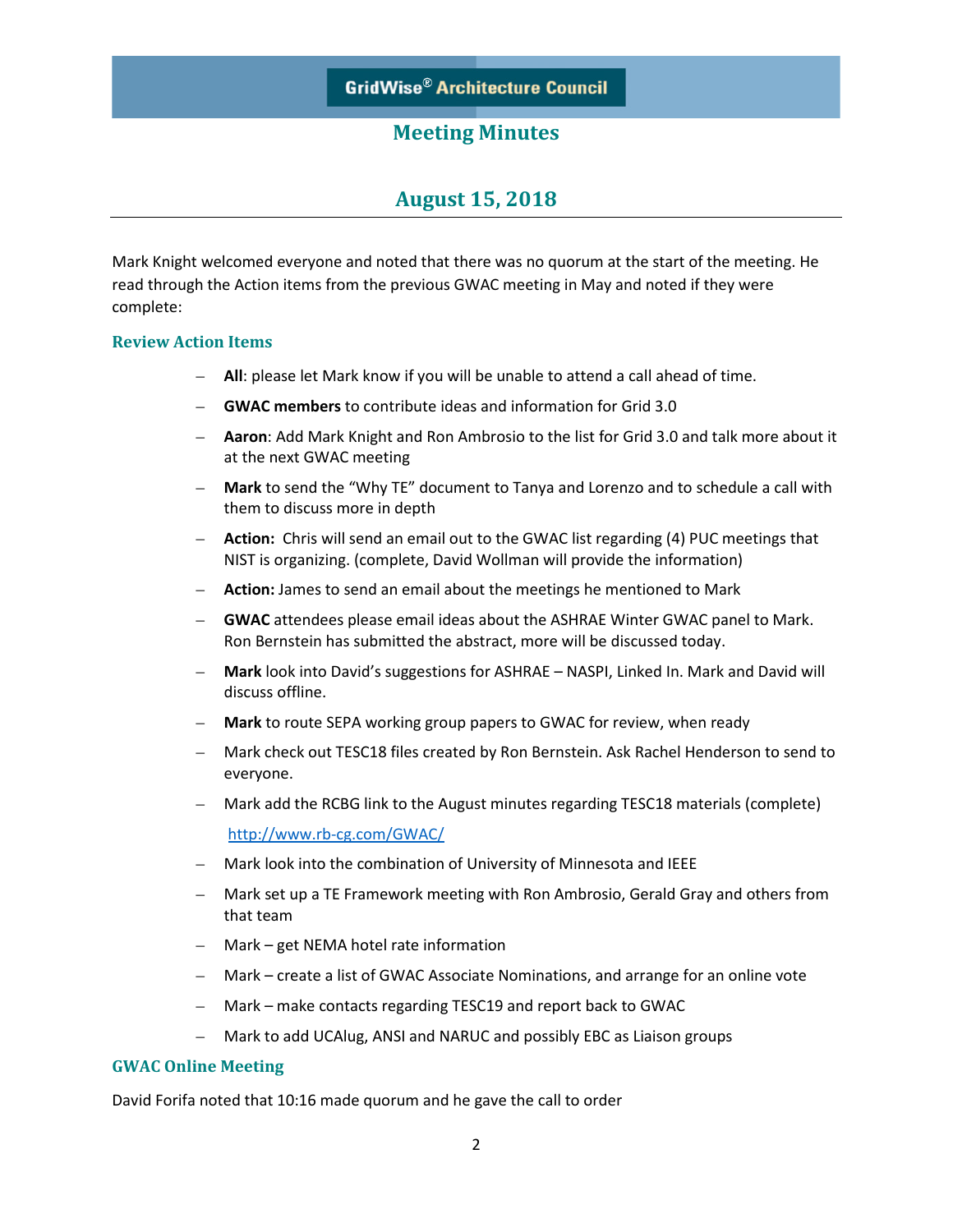GridWise® Architecture Council

# Meeting Minutes

## August 15, 2018

Mark Knight welcomed everyone and noted that there was no quorum at the start of the meeting. He read through the Action items from the previous GWAC meeting in May and noted if they were complete:

### Review Action Items

- **All**: please let Mark know if you will be unable to attend a call ahead of time.
- **GWAC members** to contribute ideas and information for Grid 3.0
- **Aaron**: Add Mark Knight and Ron Ambrosio to the list for Grid 3.0 and talk more about it at the next GWAC meeting
- **Mark** to send the "Why TE" document to Tanya and Lorenzo and to schedule a call with them to discuss more in depth
- **Action:** Chris will send an email out to the GWAC list regarding (4) PUC meetings that NIST is organizing. (complete, David Wollman will provide the information)
- **Action:** James to send an email about the meetings he mentioned to Mark
- **GWAC** attendees please email ideas about the ASHRAE Winter GWAC panel to Mark. Ron Bernstein has submitted the abstract, more will be discussed today.
- **Mark** look into David's suggestions for ASHRAE – NASPI, Linked In. Mark and David will discuss offline.
- **Mark** to route SEPA working group papers to GWAC for review, when ready
- Mark check out TESC18 files created by Ron Bernstein. Ask Rachel Henderson to send to everyone.
- Mark add the RCBG link to the August minutes regarding TESC18 materials (complete)

  http://www.rb-cg.com/GWAC/
- Mark look into the combination of University of Minnesota and IEEE
- Mark set up a TE Framework meeting with Ron Ambrosio, Gerald Gray and others from that team
- Mark – get NEMA hotel rate information
- Mark – create a list of GWAC Associate Nominations, and arrange for an online vote
- Mark – make contacts regarding TESC19 and report back to GWAC
- Mark to add UCAlug, ANSI and NARUC and possibly EBC as Liaison groups

### GWAC Online Meeting

David Forifa noted that 10:16 made quorum and he gave the call to order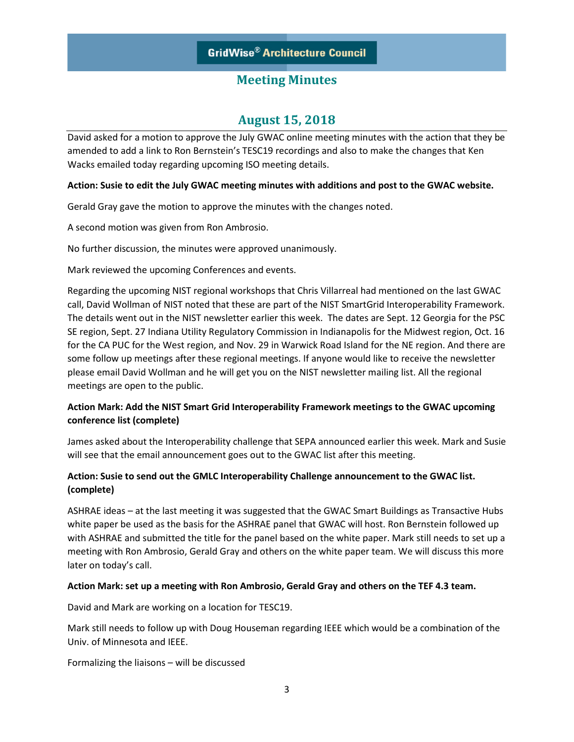# GridWise® Architecture Council

## Meeting Minutes

## August 15, 2018

David asked for a motion to approve the July GWAC online meeting minutes with the action that they be amended to add a link to Ron Bernstein's TESC19 recordings and also to make the changes that Ken Wacks emailed today regarding upcoming ISO meeting details.

**Action: Susie to edit the July GWAC meeting minutes with additions and post to the GWAC website.**

Gerald Gray gave the motion to approve the minutes with the changes noted.

A second motion was given from Ron Ambrosio.

No further discussion, the minutes were approved unanimously.

Mark reviewed the upcoming Conferences and events.

Regarding the upcoming NIST regional workshops that Chris Villarreal had mentioned on the last GWAC call, David Wollman of NIST noted that these are part of the NIST SmartGrid Interoperability Framework. The details went out in the NIST newsletter earlier this week. The dates are Sept. 12 Georgia for the PSC SE region, Sept. 27 Indiana Utility Regulatory Commission in Indianapolis for the Midwest region, Oct. 16 for the CA PUC for the West region, and Nov. 29 in Warwick Road Island for the NE region. And there are some follow up meetings after these regional meetings. If anyone would like to receive the newsletter please email David Wollman and he will get you on the NIST newsletter mailing list. All the regional meetings are open to the public.

**Action Mark: Add the NIST Smart Grid Interoperability Framework meetings to the GWAC upcoming conference list (complete)**

James asked about the Interoperability challenge that SEPA announced earlier this week. Mark and Susie will see that the email announcement goes out to the GWAC list after this meeting.

**Action: Susie to send out the GMLC Interoperability Challenge announcement to the GWAC list. (complete)**

ASHRAE ideas – at the last meeting it was suggested that the GWAC Smart Buildings as Transactive Hubs white paper be used as the basis for the ASHRAE panel that GWAC will host. Ron Bernstein followed up with ASHRAE and submitted the title for the panel based on the white paper. Mark still needs to set up a meeting with Ron Ambrosio, Gerald Gray and others on the white paper team. We will discuss this more later on today's call.

**Action Mark: set up a meeting with Ron Ambrosio, Gerald Gray and others on the TEF 4.3 team.**

David and Mark are working on a location for TESC19.

Mark still needs to follow up with Doug Houseman regarding IEEE which would be a combination of the Univ. of Minnesota and IEEE.

Formalizing the liaisons – will be discussed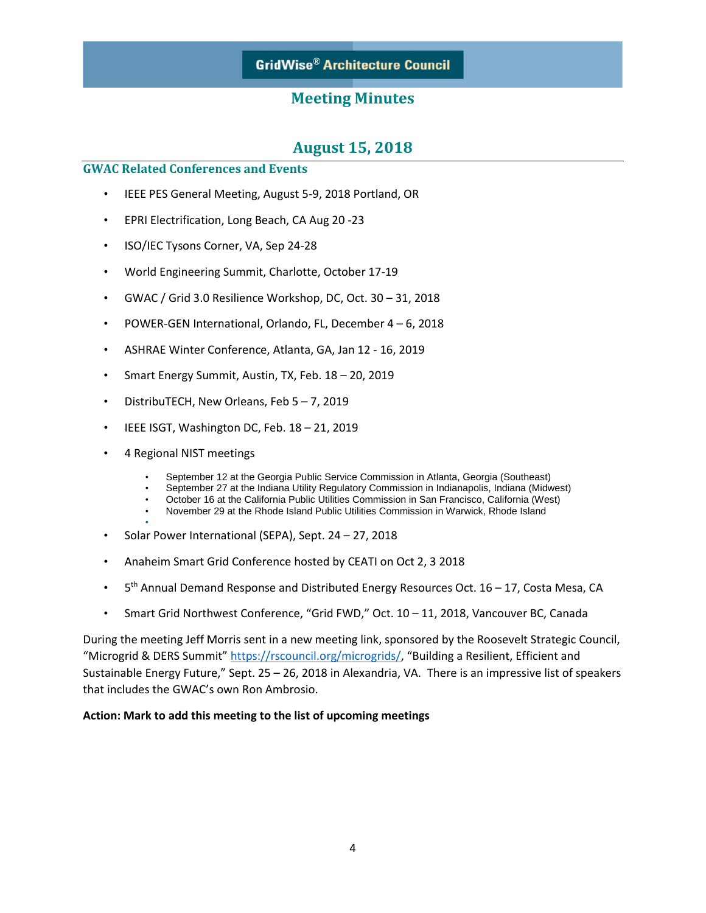## Meeting Minutes

## August 15, 2018

### GWAC Related Conferences and Events

- IEEE PES General Meeting, August 5-9, 2018 Portland, OR
- EPRI Electrification, Long Beach, CA Aug 20 -23
- ISO/IEC Tysons Corner, VA, Sep 24-28
- World Engineering Summit, Charlotte, October 17-19
- GWAC / Grid 3.0 Resilience Workshop, DC, Oct. 30 – 31, 2018
- POWER-GEN International, Orlando, FL, December 4 – 6, 2018
- ASHRAE Winter Conference, Atlanta, GA, Jan 12 - 16, 2019
- Smart Energy Summit, Austin, TX, Feb. 18 – 20, 2019
- DistribuTECH, New Orleans, Feb 5 – 7, 2019
- IEEE ISGT, Washington DC, Feb. 18 – 21, 2019
- 4 Regional NIST meetings
  - September 12 at the Georgia Public Service Commission in Atlanta, Georgia (Southeast)
  - September 27 at the Indiana Utility Regulatory Commission in Indianapolis, Indiana (Midwest)
  - October 16 at the California Public Utilities Commission in San Francisco, California (West)
  - November 29 at the Rhode Island Public Utilities Commission in Warwick, Rhode Island
- Solar Power International (SEPA), Sept. 24 – 27, 2018
- Anaheim Smart Grid Conference hosted by CEATI on Oct 2, 3 2018
- 5th Annual Demand Response and Distributed Energy Resources Oct. 16 – 17, Costa Mesa, CA
- Smart Grid Northwest Conference, "Grid FWD," Oct. 10 – 11, 2018, Vancouver BC, Canada

During the meeting Jeff Morris sent in a new meeting link, sponsored by the Roosevelt Strategic Council, "Microgrid & DERS Summit" https://rscouncil.org/microgrids/, "Building a Resilient, Efficient and Sustainable Energy Future," Sept. 25 – 26, 2018 in Alexandria, VA. There is an impressive list of speakers that includes the GWAC's own Ron Ambrosio.

**Action: Mark to add this meeting to the list of upcoming meetings**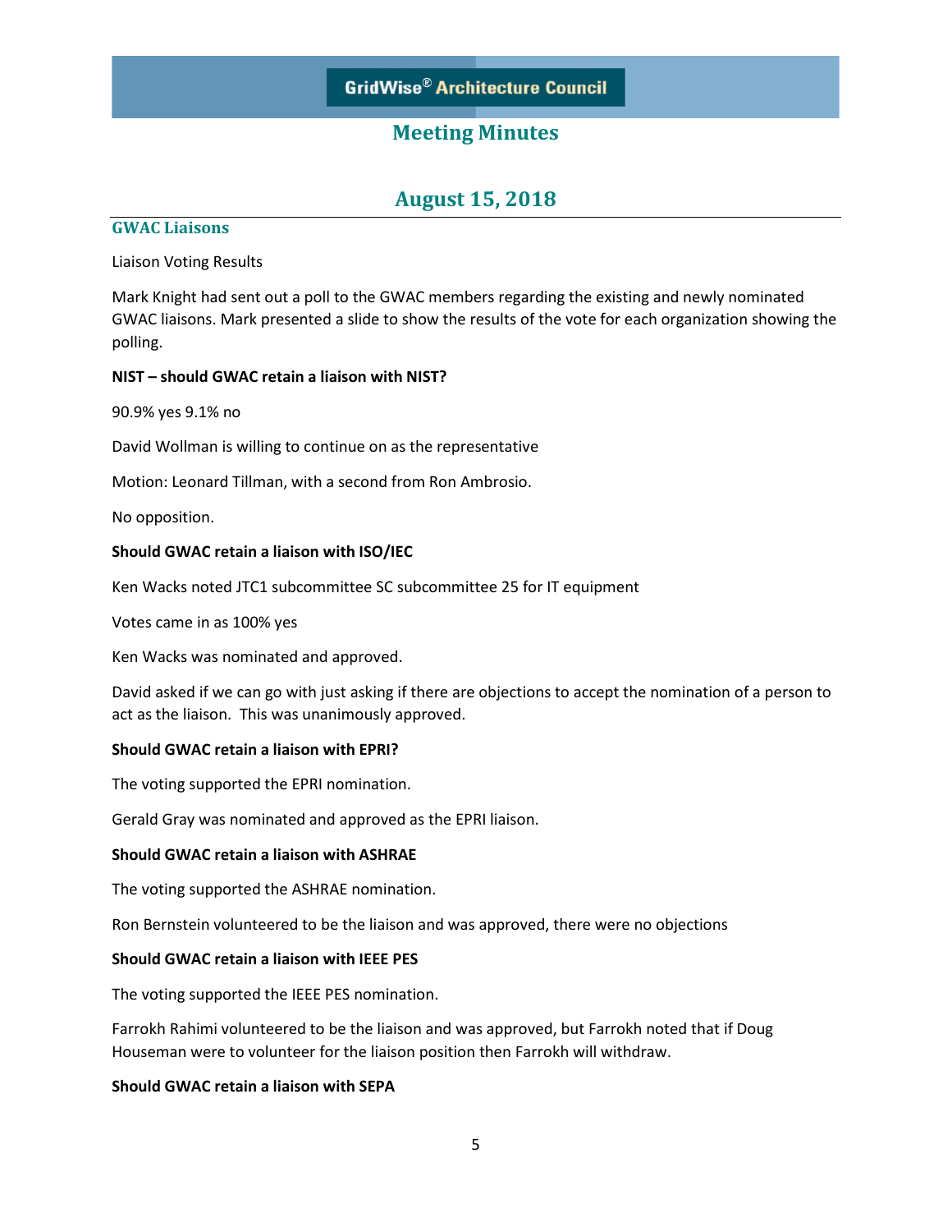# GridWise® Architecture Council

## Meeting Minutes

## August 15, 2018

### GWAC Liaisons

Liaison Voting Results

Mark Knight had sent out a poll to the GWAC members regarding the existing and newly nominated GWAC liaisons. Mark presented a slide to show the results of the vote for each organization showing the polling.

**NIST – should GWAC retain a liaison with NIST?**

90.9% yes 9.1% no

David Wollman is willing to continue on as the representative

Motion: Leonard Tillman, with a second from Ron Ambrosio.

No opposition.

**Should GWAC retain a liaison with ISO/IEC**

Ken Wacks noted JTC1 subcommittee SC subcommittee 25 for IT equipment

Votes came in as 100% yes

Ken Wacks was nominated and approved.

David asked if we can go with just asking if there are objections to accept the nomination of a person to act as the liaison. This was unanimously approved.

**Should GWAC retain a liaison with EPRI?**

The voting supported the EPRI nomination.

Gerald Gray was nominated and approved as the EPRI liaison.

**Should GWAC retain a liaison with ASHRAE**

The voting supported the ASHRAE nomination.

Ron Bernstein volunteered to be the liaison and was approved, there were no objections

**Should GWAC retain a liaison with IEEE PES**

The voting supported the IEEE PES nomination.

Farrokh Rahimi volunteered to be the liaison and was approved, but Farrokh noted that if Doug Houseman were to volunteer for the liaison position then Farrokh will withdraw.

**Should GWAC retain a liaison with SEPA**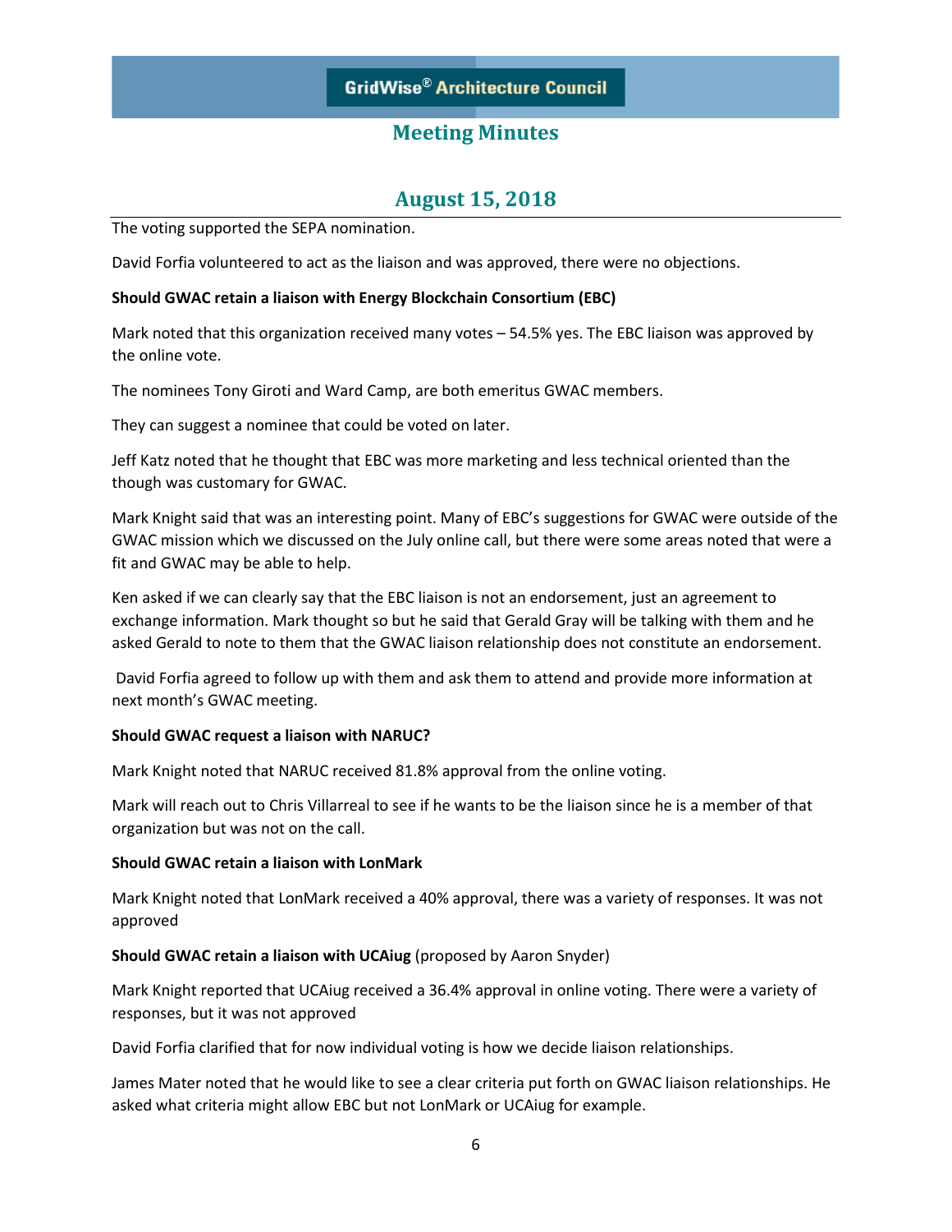The voting supported the SEPA nomination.

David Forfia volunteered to act as the liaison and was approved, there were no objections.

**Should GWAC retain a liaison with Energy Blockchain Consortium (EBC)**

Mark noted that this organization received many votes – 54.5% yes. The EBC liaison was approved by the online vote.

The nominees Tony Giroti and Ward Camp, are both emeritus GWAC members.

They can suggest a nominee that could be voted on later.

Jeff Katz noted that he thought that EBC was more marketing and less technical oriented than the though was customary for GWAC.

Mark Knight said that was an interesting point. Many of EBC's suggestions for GWAC were outside of the GWAC mission which we discussed on the July online call, but there were some areas noted that were a fit and GWAC may be able to help.

Ken asked if we can clearly say that the EBC liaison is not an endorsement, just an agreement to exchange information. Mark thought so but he said that Gerald Gray will be talking with them and he asked Gerald to note to them that the GWAC liaison relationship does not constitute an endorsement.

David Forfia agreed to follow up with them and ask them to attend and provide more information at next month's GWAC meeting.

**Should GWAC request a liaison with NARUC?**

Mark Knight noted that NARUC received 81.8% approval from the online voting.

Mark will reach out to Chris Villarreal to see if he wants to be the liaison since he is a member of that organization but was not on the call.

**Should GWAC retain a liaison with LonMark**

Mark Knight noted that LonMark received a 40% approval, there was a variety of responses. It was not approved

**Should GWAC retain a liaison with UCAiug** (proposed by Aaron Snyder)

Mark Knight reported that UCAiug received a 36.4% approval in online voting. There were a variety of responses, but it was not approved

David Forfia clarified that for now individual voting is how we decide liaison relationships.

James Mater noted that he would like to see a clear criteria put forth on GWAC liaison relationships. He asked what criteria might allow EBC but not LonMark or UCAiug for example.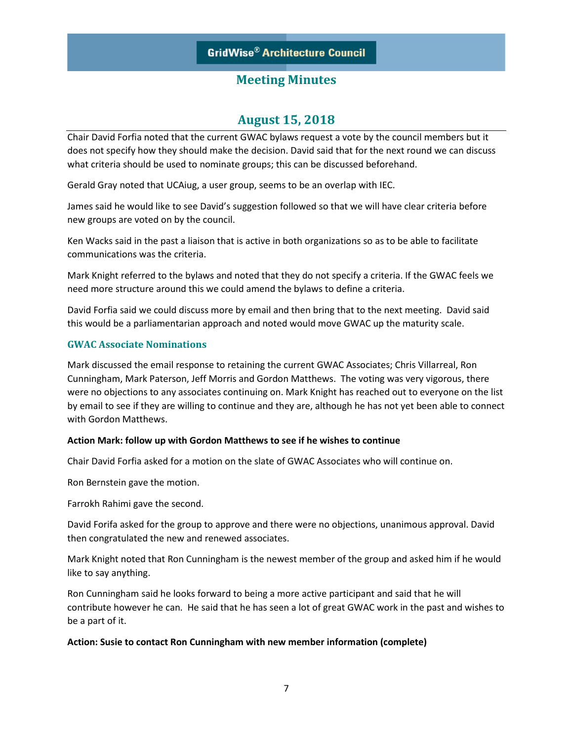Chair David Forfia noted that the current GWAC bylaws request a vote by the council members but it does not specify how they should make the decision. David said that for the next round we can discuss what criteria should be used to nominate groups; this can be discussed beforehand.

Gerald Gray noted that UCAiug, a user group, seems to be an overlap with IEC.

James said he would like to see David's suggestion followed so that we will have clear criteria before new groups are voted on by the council.

Ken Wacks said in the past a liaison that is active in both organizations so as to be able to facilitate communications was the criteria.

Mark Knight referred to the bylaws and noted that they do not specify a criteria. If the GWAC feels we need more structure around this we could amend the bylaws to define a criteria.

David Forfia said we could discuss more by email and then bring that to the next meeting. David said this would be a parliamentarian approach and noted would move GWAC up the maturity scale.

### GWAC Associate Nominations

Mark discussed the email response to retaining the current GWAC Associates; Chris Villarreal, Ron Cunningham, Mark Paterson, Jeff Morris and Gordon Matthews. The voting was very vigorous, there were no objections to any associates continuing on. Mark Knight has reached out to everyone on the list by email to see if they are willing to continue and they are, although he has not yet been able to connect with Gordon Matthews.

**Action Mark: follow up with Gordon Matthews to see if he wishes to continue**

Chair David Forfia asked for a motion on the slate of GWAC Associates who will continue on.

Ron Bernstein gave the motion.

Farrokh Rahimi gave the second.

David Forifa asked for the group to approve and there were no objections, unanimous approval. David then congratulated the new and renewed associates.

Mark Knight noted that Ron Cunningham is the newest member of the group and asked him if he would like to say anything.

Ron Cunningham said he looks forward to being a more active participant and said that he will contribute however he can. He said that he has seen a lot of great GWAC work in the past and wishes to be a part of it.

**Action: Susie to contact Ron Cunningham with new member information (complete)**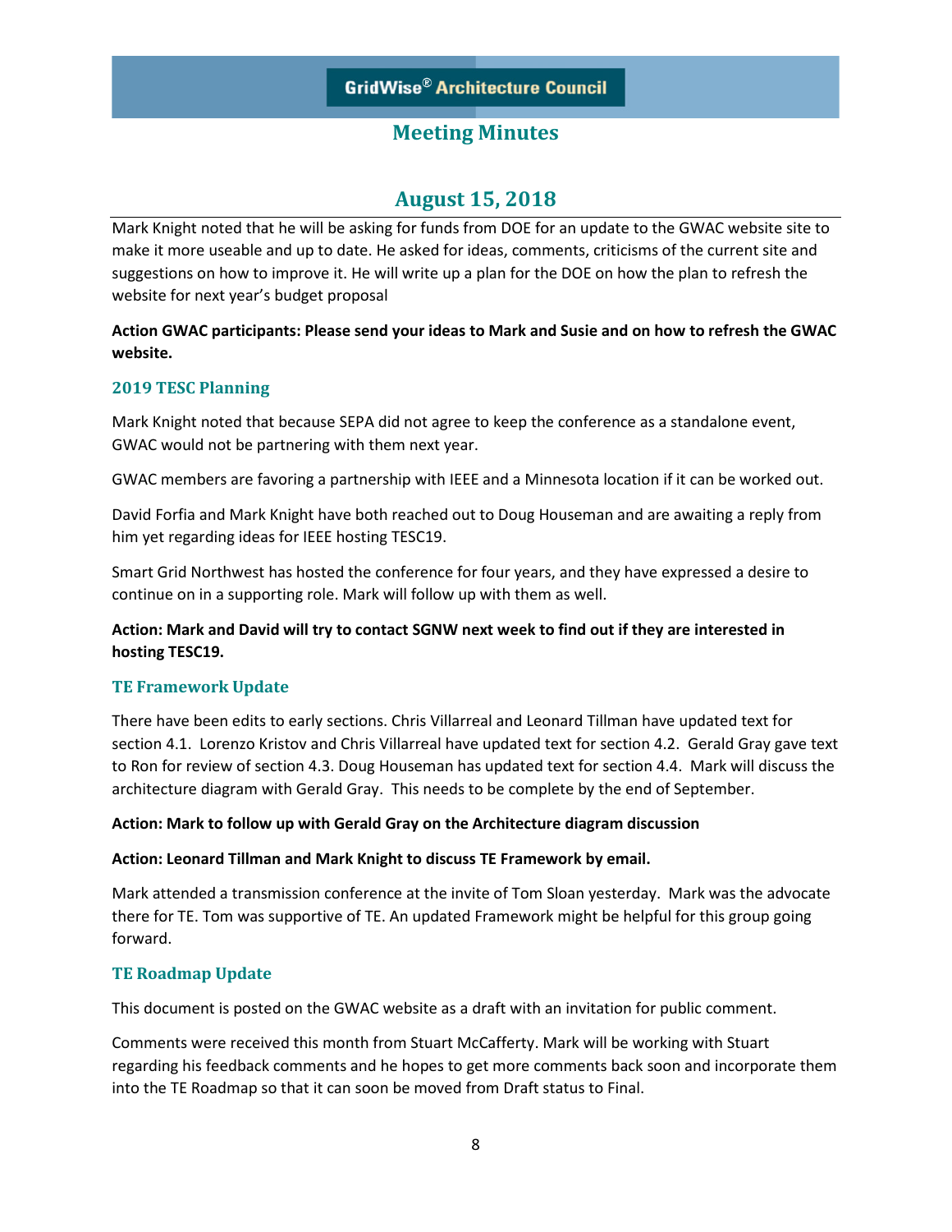# Meeting Minutes

## August 15, 2018

Mark Knight noted that he will be asking for funds from DOE for an update to the GWAC website site to make it more useable and up to date. He asked for ideas, comments, criticisms of the current site and suggestions on how to improve it. He will write up a plan for the DOE on how the plan to refresh the website for next year's budget proposal

**Action GWAC participants: Please send your ideas to Mark and Susie and on how to refresh the GWAC website.**

### 2019 TESC Planning

Mark Knight noted that because SEPA did not agree to keep the conference as a standalone event, GWAC would not be partnering with them next year.

GWAC members are favoring a partnership with IEEE and a Minnesota location if it can be worked out.

David Forfia and Mark Knight have both reached out to Doug Houseman and are awaiting a reply from him yet regarding ideas for IEEE hosting TESC19.

Smart Grid Northwest has hosted the conference for four years, and they have expressed a desire to continue on in a supporting role. Mark will follow up with them as well.

**Action: Mark and David will try to contact SGNW next week to find out if they are interested in hosting TESC19.**

### TE Framework Update

There have been edits to early sections. Chris Villarreal and Leonard Tillman have updated text for section 4.1. Lorenzo Kristov and Chris Villarreal have updated text for section 4.2. Gerald Gray gave text to Ron for review of section 4.3. Doug Houseman has updated text for section 4.4. Mark will discuss the architecture diagram with Gerald Gray. This needs to be complete by the end of September.

**Action: Mark to follow up with Gerald Gray on the Architecture diagram discussion**

**Action: Leonard Tillman and Mark Knight to discuss TE Framework by email.**

Mark attended a transmission conference at the invite of Tom Sloan yesterday. Mark was the advocate there for TE. Tom was supportive of TE. An updated Framework might be helpful for this group going forward.

### TE Roadmap Update

This document is posted on the GWAC website as a draft with an invitation for public comment.

Comments were received this month from Stuart McCafferty. Mark will be working with Stuart regarding his feedback comments and he hopes to get more comments back soon and incorporate them into the TE Roadmap so that it can soon be moved from Draft status to Final.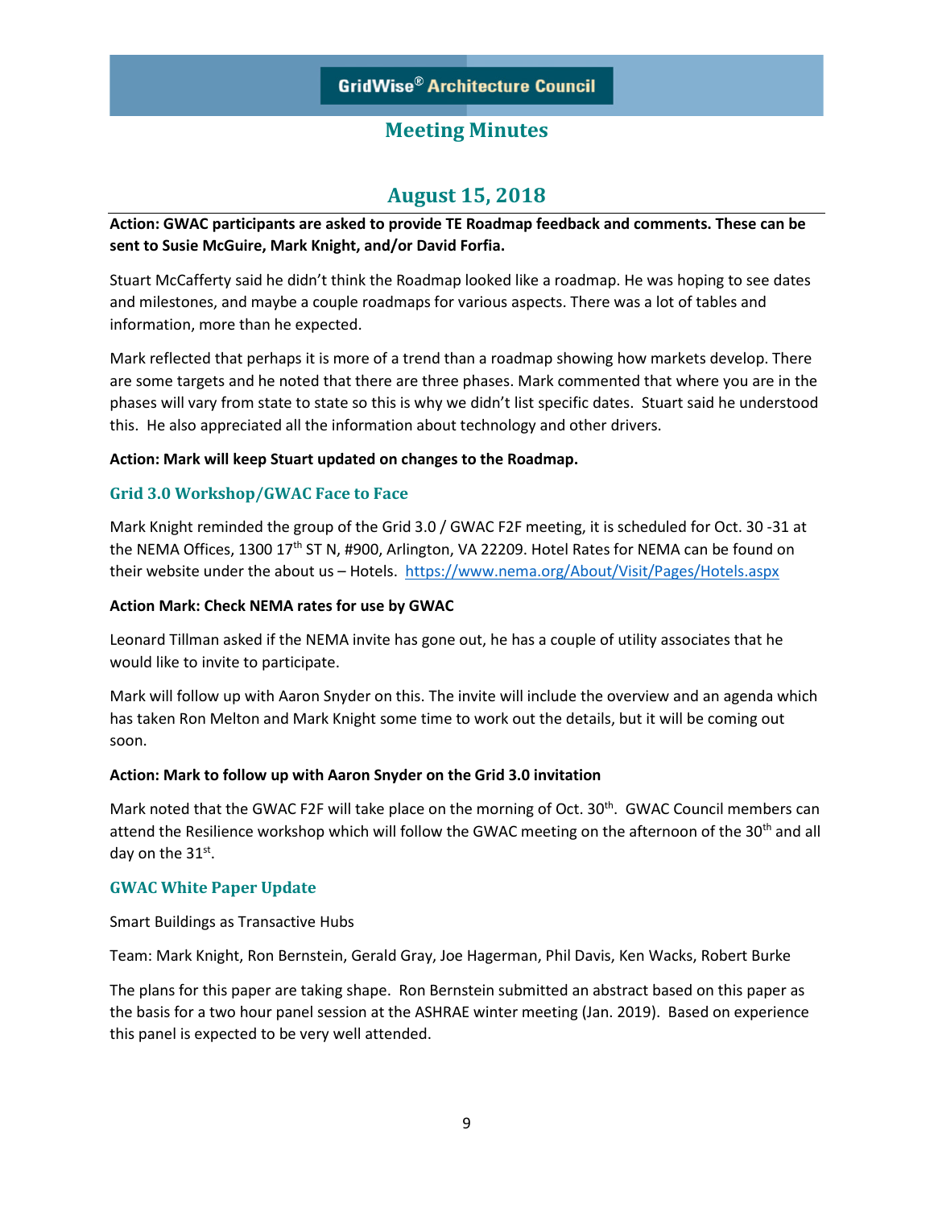# Meeting Minutes

## August 15, 2018

**Action: GWAC participants are asked to provide TE Roadmap feedback and comments. These can be sent to Susie McGuire, Mark Knight, and/or David Forfia.**

Stuart McCafferty said he didn't think the Roadmap looked like a roadmap. He was hoping to see dates and milestones, and maybe a couple roadmaps for various aspects. There was a lot of tables and information, more than he expected.

Mark reflected that perhaps it is more of a trend than a roadmap showing how markets develop. There are some targets and he noted that there are three phases. Mark commented that where you are in the phases will vary from state to state so this is why we didn't list specific dates. Stuart said he understood this. He also appreciated all the information about technology and other drivers.

**Action: Mark will keep Stuart updated on changes to the Roadmap.**

### Grid 3.0 Workshop/GWAC Face to Face

Mark Knight reminded the group of the Grid 3.0 / GWAC F2F meeting, it is scheduled for Oct. 30 -31 at the NEMA Offices, 1300 17th ST N, #900, Arlington, VA 22209. Hotel Rates for NEMA can be found on their website under the about us – Hotels. https://www.nema.org/About/Visit/Pages/Hotels.aspx

**Action Mark: Check NEMA rates for use by GWAC**

Leonard Tillman asked if the NEMA invite has gone out, he has a couple of utility associates that he would like to invite to participate.

Mark will follow up with Aaron Snyder on this. The invite will include the overview and an agenda which has taken Ron Melton and Mark Knight some time to work out the details, but it will be coming out soon.

**Action: Mark to follow up with Aaron Snyder on the Grid 3.0 invitation**

Mark noted that the GWAC F2F will take place on the morning of Oct. 30th. GWAC Council members can attend the Resilience workshop which will follow the GWAC meeting on the afternoon of the 30th and all day on the 31st.

### GWAC White Paper Update

Smart Buildings as Transactive Hubs

Team: Mark Knight, Ron Bernstein, Gerald Gray, Joe Hagerman, Phil Davis, Ken Wacks, Robert Burke

The plans for this paper are taking shape. Ron Bernstein submitted an abstract based on this paper as the basis for a two hour panel session at the ASHRAE winter meeting (Jan. 2019). Based on experience this panel is expected to be very well attended.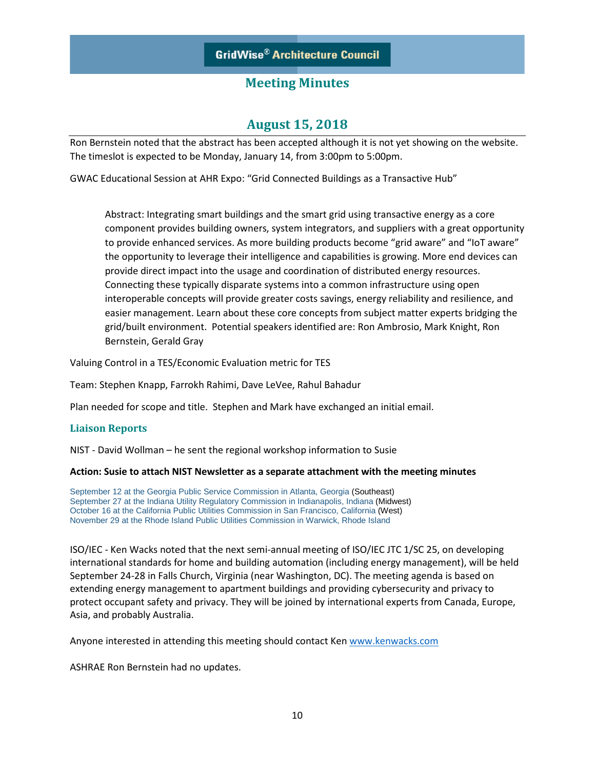# GridWise® Architecture Council

## Meeting Minutes

## August 15, 2018

Ron Bernstein noted that the abstract has been accepted although it is not yet showing on the website. The timeslot is expected to be Monday, January 14, from 3:00pm to 5:00pm.

GWAC Educational Session at AHR Expo: "Grid Connected Buildings as a Transactive Hub"

> Abstract: Integrating smart buildings and the smart grid using transactive energy as a core component provides building owners, system integrators, and suppliers with a great opportunity to provide enhanced services. As more building products become "grid aware" and "IoT aware" the opportunity to leverage their intelligence and capabilities is growing. More end devices can provide direct impact into the usage and coordination of distributed energy resources. Connecting these typically disparate systems into a common infrastructure using open interoperable concepts will provide greater costs savings, energy reliability and resilience, and easier management. Learn about these core concepts from subject matter experts bridging the grid/built environment. Potential speakers identified are: Ron Ambrosio, Mark Knight, Ron Bernstein, Gerald Gray

Valuing Control in a TES/Economic Evaluation metric for TES

Team: Stephen Knapp, Farrokh Rahimi, Dave LeVee, Rahul Bahadur

Plan needed for scope and title. Stephen and Mark have exchanged an initial email.

### Liaison Reports

NIST - David Wollman – he sent the regional workshop information to Susie

**Action: Susie to attach NIST Newsletter as a separate attachment with the meeting minutes**

September 12 at the Georgia Public Service Commission in Atlanta, Georgia (Southeast)
September 27 at the Indiana Utility Regulatory Commission in Indianapolis, Indiana (Midwest)
October 16 at the California Public Utilities Commission in San Francisco, California (West)
November 29 at the Rhode Island Public Utilities Commission in Warwick, Rhode Island

ISO/IEC - Ken Wacks noted that the next semi-annual meeting of ISO/IEC JTC 1/SC 25, on developing international standards for home and building automation (including energy management), will be held September 24-28 in Falls Church, Virginia (near Washington, DC). The meeting agenda is based on extending energy management to apartment buildings and providing cybersecurity and privacy to protect occupant safety and privacy. They will be joined by international experts from Canada, Europe, Asia, and probably Australia.

Anyone interested in attending this meeting should contact Ken www.kenwacks.com

ASHRAE Ron Bernstein had no updates.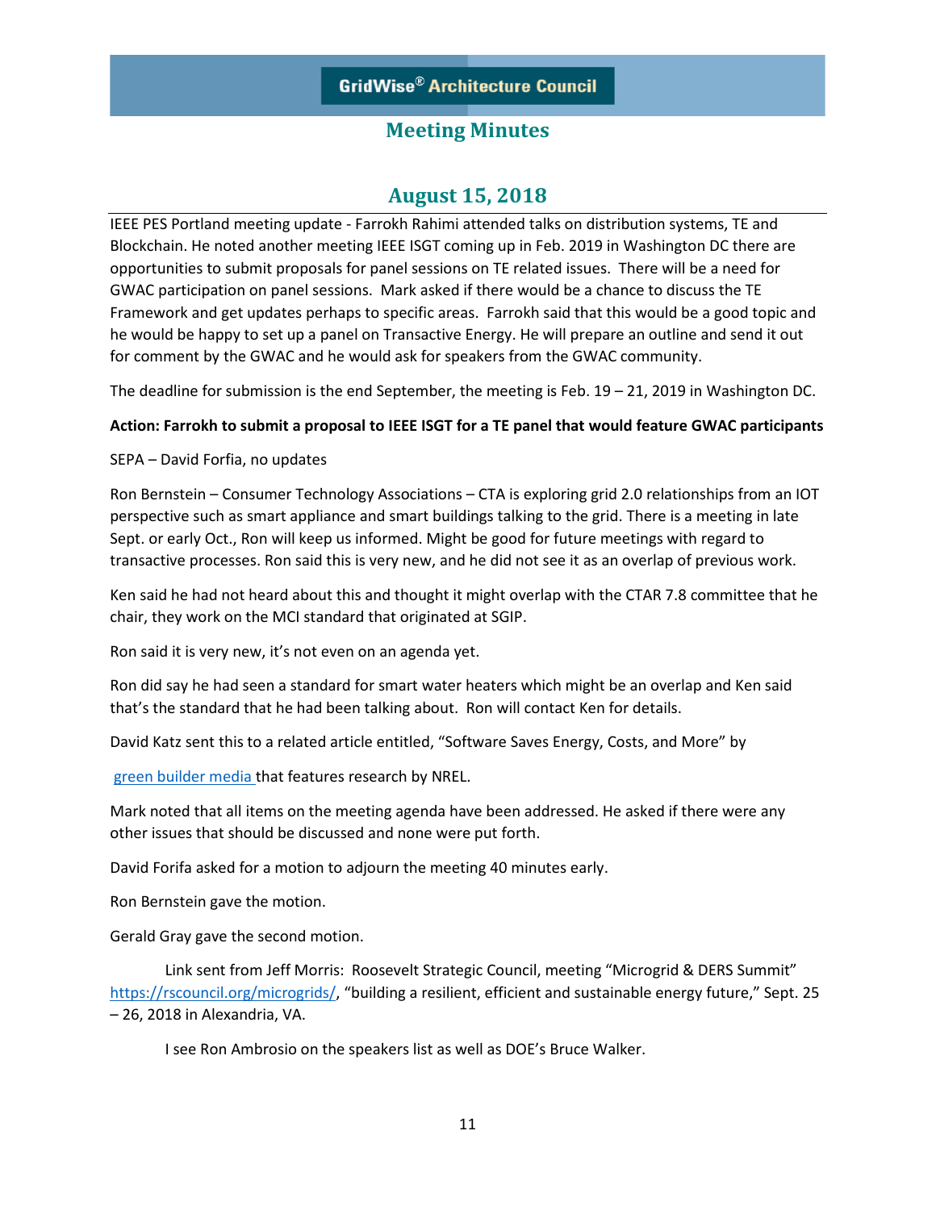# GridWise® Architecture Council

## Meeting Minutes

## August 15, 2018

IEEE PES Portland meeting update - Farrokh Rahimi attended talks on distribution systems, TE and Blockchain. He noted another meeting IEEE ISGT coming up in Feb. 2019 in Washington DC there are opportunities to submit proposals for panel sessions on TE related issues. There will be a need for GWAC participation on panel sessions. Mark asked if there would be a chance to discuss the TE Framework and get updates perhaps to specific areas. Farrokh said that this would be a good topic and he would be happy to set up a panel on Transactive Energy. He will prepare an outline and send it out for comment by the GWAC and he would ask for speakers from the GWAC community.

The deadline for submission is the end September, the meeting is Feb. 19 – 21, 2019 in Washington DC.

**Action: Farrokh to submit a proposal to IEEE ISGT for a TE panel that would feature GWAC participants**

SEPA – David Forfia, no updates

Ron Bernstein – Consumer Technology Associations – CTA is exploring grid 2.0 relationships from an IOT perspective such as smart appliance and smart buildings talking to the grid. There is a meeting in late Sept. or early Oct., Ron will keep us informed. Might be good for future meetings with regard to transactive processes. Ron said this is very new, and he did not see it as an overlap of previous work.

Ken said he had not heard about this and thought it might overlap with the CTAR 7.8 committee that he chair, they work on the MCI standard that originated at SGIP.

Ron said it is very new, it's not even on an agenda yet.

Ron did say he had seen a standard for smart water heaters which might be an overlap and Ken said that's the standard that he had been talking about. Ron will contact Ken for details.

David Katz sent this to a related article entitled, "Software Saves Energy, Costs, and More" by

green builder media that features research by NREL.

Mark noted that all items on the meeting agenda have been addressed. He asked if there were any other issues that should be discussed and none were put forth.

David Forifa asked for a motion to adjourn the meeting 40 minutes early.

Ron Bernstein gave the motion.

Gerald Gray gave the second motion.

Link sent from Jeff Morris: Roosevelt Strategic Council, meeting "Microgrid & DERS Summit" https://rscouncil.org/microgrids/, "building a resilient, efficient and sustainable energy future," Sept. 25 – 26, 2018 in Alexandria, VA.

I see Ron Ambrosio on the speakers list as well as DOE's Bruce Walker.